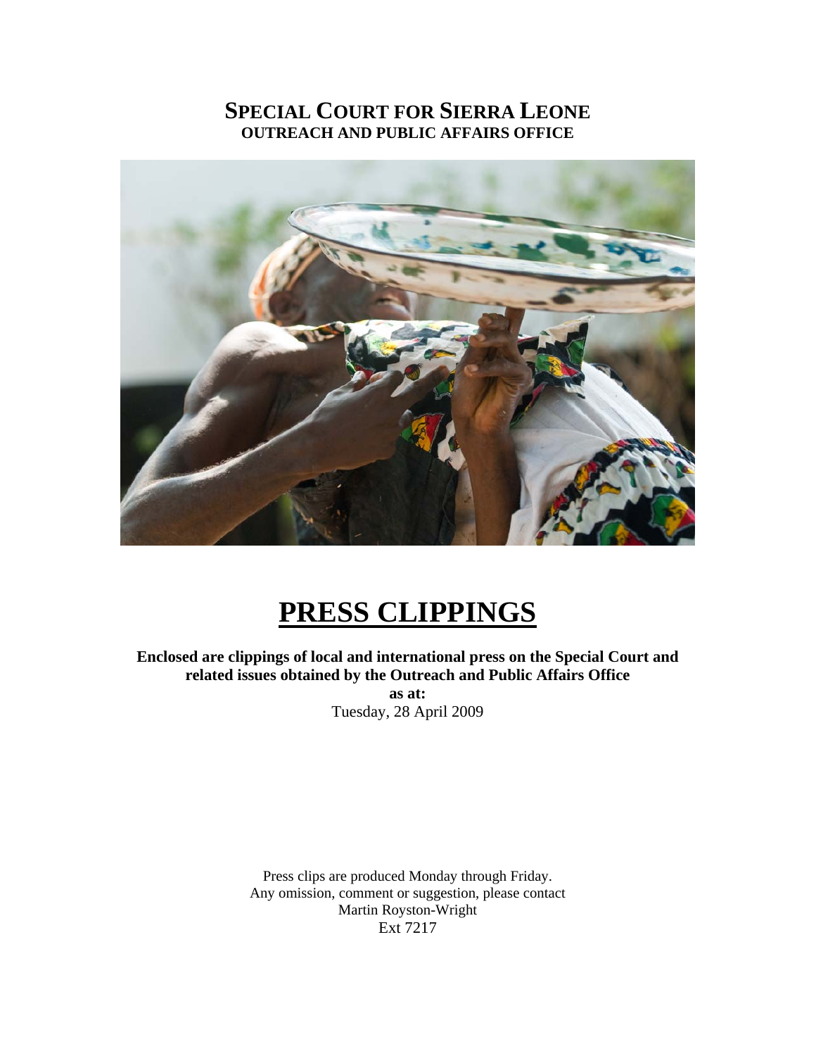# SPECIAL COURT FOR SIERRA LEONE
## OUTREACH AND PUBLIC AFFAIRS OFFICE

# PRESS CLIPPINGS

**Enclosed are clippings of local and international press on the Special Court and related issues obtained by the Outreach and Public Affairs Office**

**as at:**

Tuesday, 28 April 2009

Press clips are produced Monday through Friday.
Any omission, comment or suggestion, please contact
Martin Royston-Wright
Ext 7217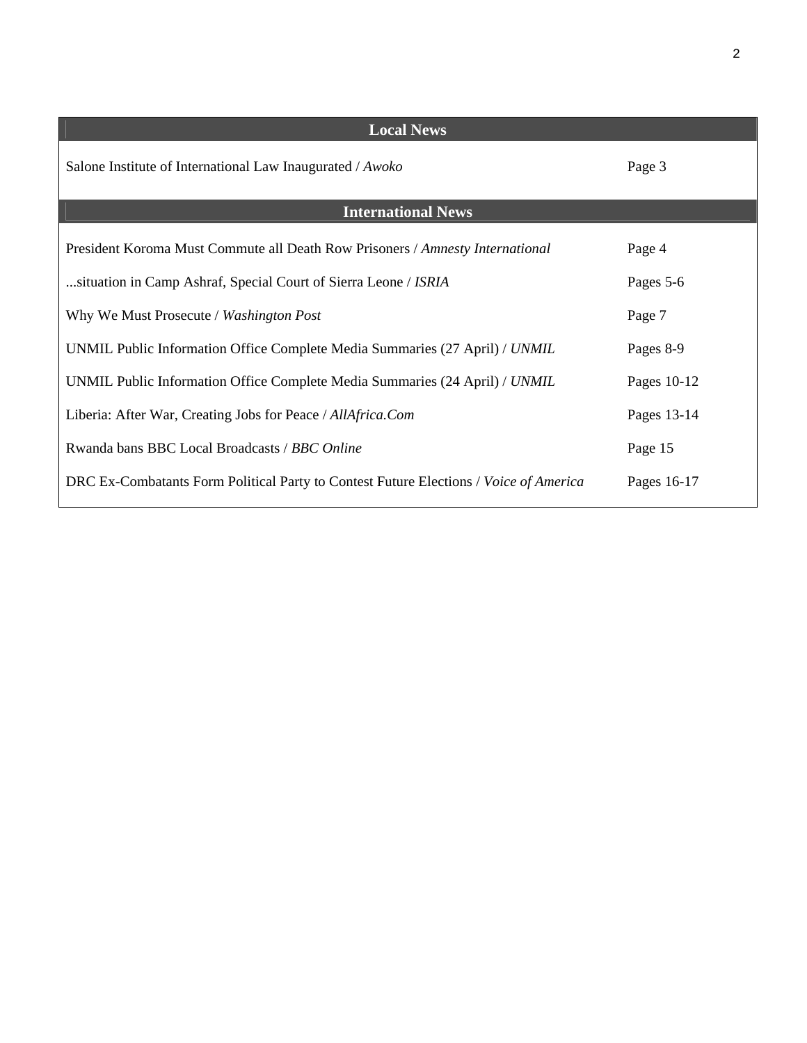## Local News

| | |
|---|---|
| Salone Institute of International Law Inaugurated / *Awoko* | Page 3 |

## International News

| | |
|---|---|
| President Koroma Must Commute all Death Row Prisoners / *Amnesty International* | Page 4 |
| ...situation in Camp Ashraf, Special Court of Sierra Leone / *ISRIA* | Pages 5-6 |
| Why We Must Prosecute / *Washington Post* | Page 7 |
| UNMIL Public Information Office Complete Media Summaries (27 April) / *UNMIL* | Pages 8-9 |
| UNMIL Public Information Office Complete Media Summaries (24 April) / *UNMIL* | Pages 10-12 |
| Liberia: After War, Creating Jobs for Peace / *AllAfrica.Com* | Pages 13-14 |
| Rwanda bans BBC Local Broadcasts / *BBC Online* | Page 15 |
| DRC Ex-Combatants Form Political Party to Contest Future Elections / *Voice of America* | Pages 16-17 |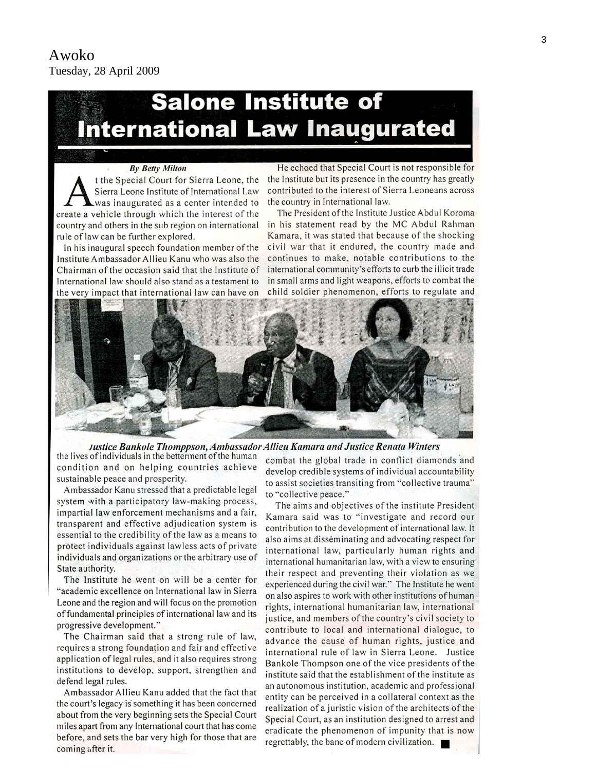Awoko
Tuesday, 28 April 2009

# Salone Institute of International Law Inaugurated

***By Betty Milton***

At the Special Court for Sierra Leone, the Sierra Leone Institute of International Law was inaugurated as a center intended to create a vehicle through which the interest of the country and others in the sub region on international rule of law can be further explored.

In his inaugural speech foundation member of the Institute Ambassador Allieu Kanu who was also the Chairman of the occasion said that the Institute of International law should also stand as a testament to the very impact that international law can have on the lives of individuals in the betterment of the human condition and on helping countries achieve sustainable peace and prosperity.

Ambassador Kanu stressed that a predictable legal system with a participatory law-making process, impartial law enforcement mechanisms and a fair, transparent and effective adjudication system is essential to the credibility of the law as a means to protect individuals against lawless acts of private individuals and organizations or the arbitrary use of State authority.

The Institute he went on will be a center for "academic excellence on International law in Sierra Leone and the region and will focus on the promotion of fundamental principles of international law and its progressive development."

The Chairman said that a strong rule of law, requires a strong foundation and fair and effective application of legal rules, and it also requires strong institutions to develop, support, strengthen and defend legal rules.

Ambassador Allieu Kanu added that the fact that the court's legacy is something it has been concerned about from the very beginning sets the Special Court miles apart from any International court that has come before, and sets the bar very high for those that are coming after it.

He echoed that Special Court is not responsible for the Institute but its presence in the country has greatly contributed to the interest of Sierra Leoneans across the country in International law.

The President of the Institute Justice Abdul Koroma in his statement read by the MC Abdul Rahman Kamara, it was stated that because of the shocking civil war that it endured, the country made and continues to make, notable contributions to the international community's efforts to curb the illicit trade in small arms and light weapons, efforts to combat the child soldier phenomenon, efforts to regulate and combat the global trade in conflict diamonds and develop credible systems of individual accountability to assist societies transiting from "collective trauma" to "collective peace."

*Justice Bankole Thomppson, Ambassador Allieu Kamara and Justice Renata Winters*

The aims and objectives of the institute President Kamara said was to "investigate and record our contribution to the development of international law. It also aims at disseminating and advocating respect for international law, particularly human rights and international humanitarian law, with a view to ensuring their respect and preventing their violation as we experienced during the civil war." The Institute he went on also aspires to work with other institutions of human rights, international humanitarian law, international justice, and members of the country's civil society to contribute to local and international dialogue, to advance the cause of human rights, justice and international rule of law in Sierra Leone. Justice Bankole Thompson one of the vice presidents of the institute said that the establishment of the institute as an autonomous institution, academic and professional entity can be perceived in a collateral context as the realization of a juristic vision of the architects of the Special Court, as an institution designed to arrest and eradicate the phenomenon of impunity that is now regrettably, the bane of modern civilization. ■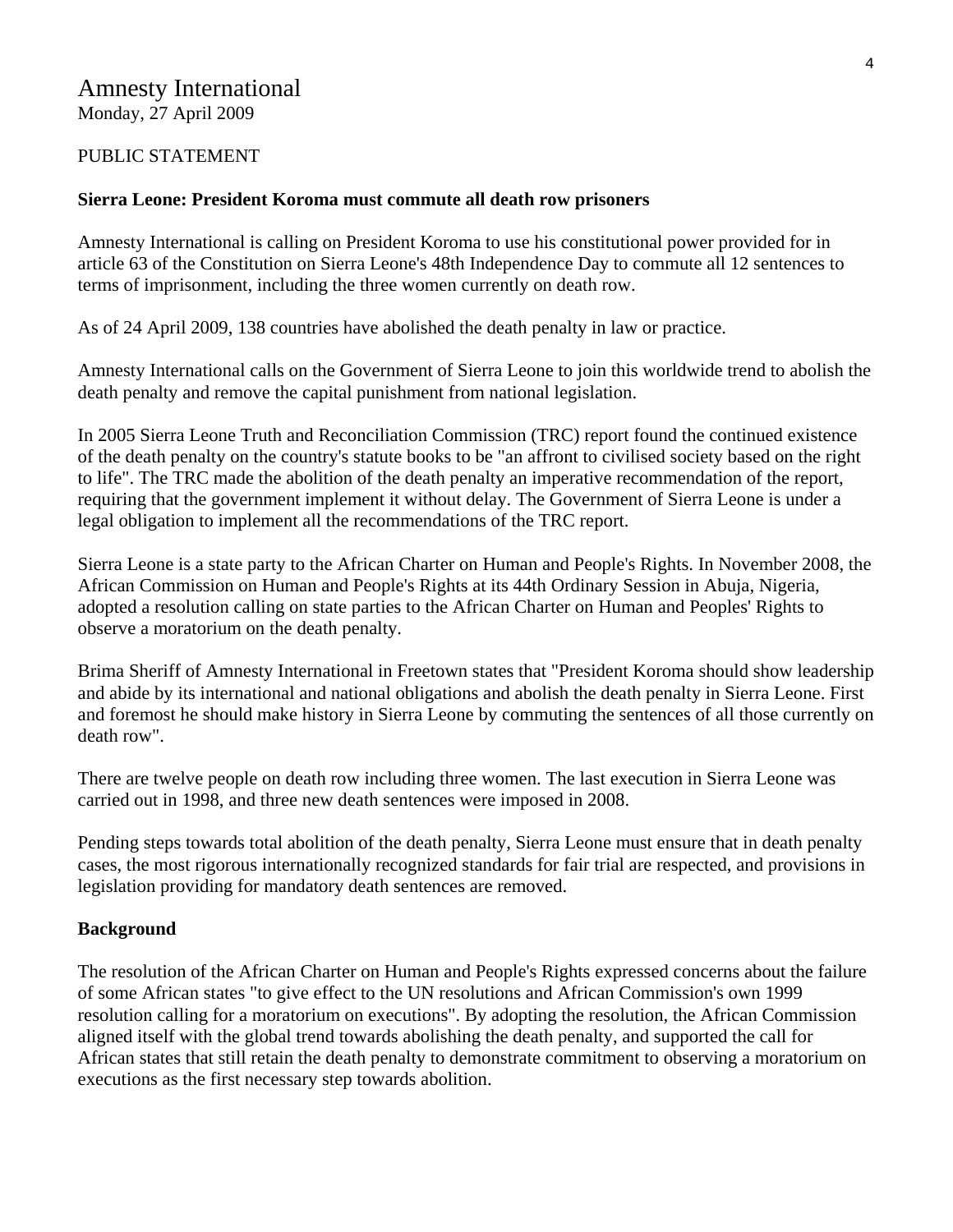# Amnesty International

Monday, 27 April 2009

PUBLIC STATEMENT

**Sierra Leone: President Koroma must commute all death row prisoners**

Amnesty International is calling on President Koroma to use his constitutional power provided for in article 63 of the Constitution on Sierra Leone's 48th Independence Day to commute all 12 sentences to terms of imprisonment, including the three women currently on death row.

As of 24 April 2009, 138 countries have abolished the death penalty in law or practice.

Amnesty International calls on the Government of Sierra Leone to join this worldwide trend to abolish the death penalty and remove the capital punishment from national legislation.

In 2005 Sierra Leone Truth and Reconciliation Commission (TRC) report found the continued existence of the death penalty on the country's statute books to be "an affront to civilised society based on the right to life". The TRC made the abolition of the death penalty an imperative recommendation of the report, requiring that the government implement it without delay. The Government of Sierra Leone is under a legal obligation to implement all the recommendations of the TRC report.

Sierra Leone is a state party to the African Charter on Human and People's Rights. In November 2008, the African Commission on Human and People's Rights at its 44th Ordinary Session in Abuja, Nigeria, adopted a resolution calling on state parties to the African Charter on Human and Peoples' Rights to observe a moratorium on the death penalty.

Brima Sheriff of Amnesty International in Freetown states that "President Koroma should show leadership and abide by its international and national obligations and abolish the death penalty in Sierra Leone. First and foremost he should make history in Sierra Leone by commuting the sentences of all those currently on death row".

There are twelve people on death row including three women. The last execution in Sierra Leone was carried out in 1998, and three new death sentences were imposed in 2008.

Pending steps towards total abolition of the death penalty, Sierra Leone must ensure that in death penalty cases, the most rigorous internationally recognized standards for fair trial are respected, and provisions in legislation providing for mandatory death sentences are removed.

**Background**

The resolution of the African Charter on Human and People's Rights expressed concerns about the failure of some African states "to give effect to the UN resolutions and African Commission's own 1999 resolution calling for a moratorium on executions". By adopting the resolution, the African Commission aligned itself with the global trend towards abolishing the death penalty, and supported the call for African states that still retain the death penalty to demonstrate commitment to observing a moratorium on executions as the first necessary step towards abolition.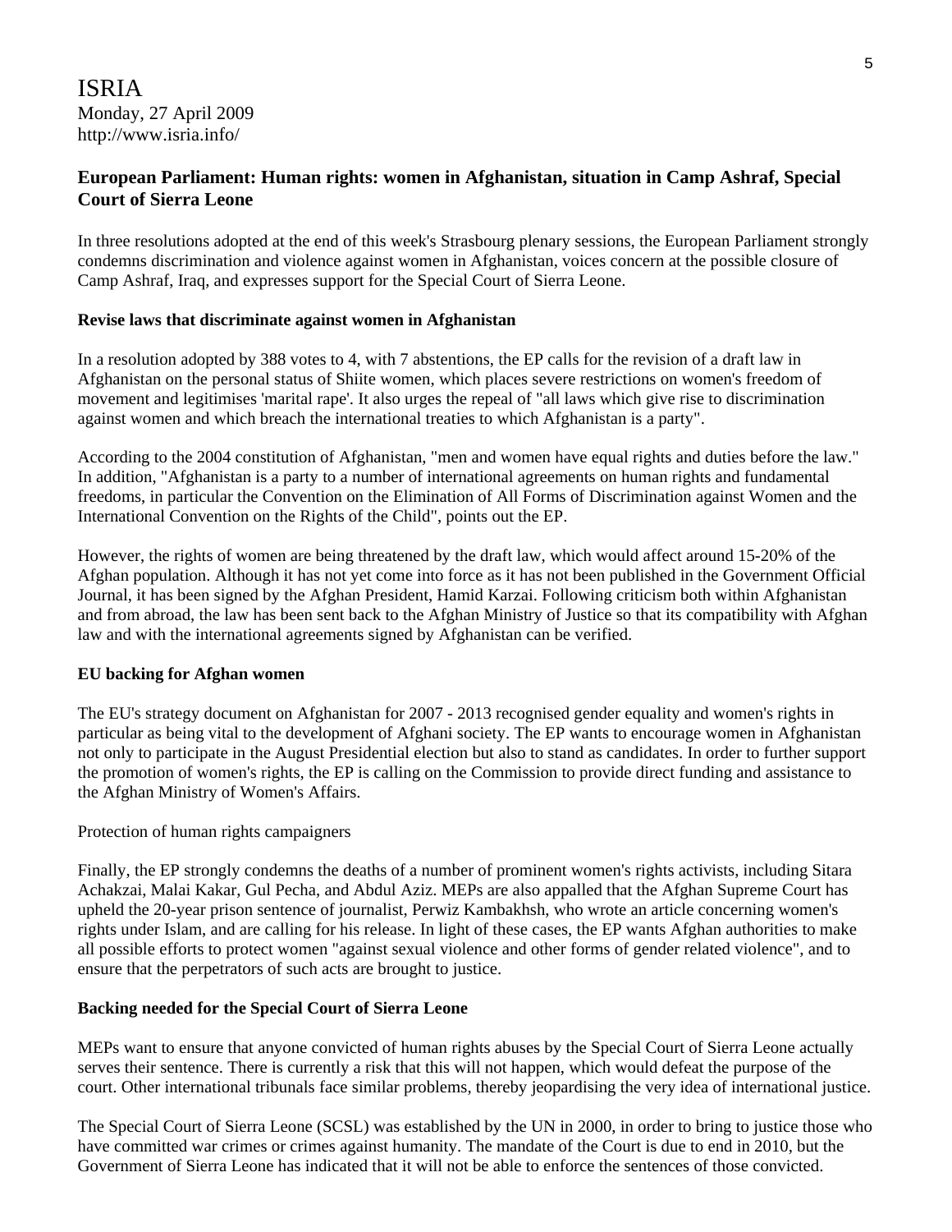ISRIA
Monday, 27 April 2009
http://www.isria.info/

## European Parliament: Human rights: women in Afghanistan, situation in Camp Ashraf, Special Court of Sierra Leone

In three resolutions adopted at the end of this week's Strasbourg plenary sessions, the European Parliament strongly condemns discrimination and violence against women in Afghanistan, voices concern at the possible closure of Camp Ashraf, Iraq, and expresses support for the Special Court of Sierra Leone.

**Revise laws that discriminate against women in Afghanistan**

In a resolution adopted by 388 votes to 4, with 7 abstentions, the EP calls for the revision of a draft law in Afghanistan on the personal status of Shiite women, which places severe restrictions on women's freedom of movement and legitimises 'marital rape'. It also urges the repeal of "all laws which give rise to discrimination against women and which breach the international treaties to which Afghanistan is a party".

According to the 2004 constitution of Afghanistan, "men and women have equal rights and duties before the law." In addition, "Afghanistan is a party to a number of international agreements on human rights and fundamental freedoms, in particular the Convention on the Elimination of All Forms of Discrimination against Women and the International Convention on the Rights of the Child", points out the EP.

However, the rights of women are being threatened by the draft law, which would affect around 15-20% of the Afghan population. Although it has not yet come into force as it has not been published in the Government Official Journal, it has been signed by the Afghan President, Hamid Karzai. Following criticism both within Afghanistan and from abroad, the law has been sent back to the Afghan Ministry of Justice so that its compatibility with Afghan law and with the international agreements signed by Afghanistan can be verified.

**EU backing for Afghan women**

The EU's strategy document on Afghanistan for 2007 - 2013 recognised gender equality and women's rights in particular as being vital to the development of Afghani society. The EP wants to encourage women in Afghanistan not only to participate in the August Presidential election but also to stand as candidates. In order to further support the promotion of women's rights, the EP is calling on the Commission to provide direct funding and assistance to the Afghan Ministry of Women's Affairs.

Protection of human rights campaigners

Finally, the EP strongly condemns the deaths of a number of prominent women's rights activists, including Sitara Achakzai, Malai Kakar, Gul Pecha, and Abdul Aziz. MEPs are also appalled that the Afghan Supreme Court has upheld the 20-year prison sentence of journalist, Perwiz Kambakhsh, who wrote an article concerning women's rights under Islam, and are calling for his release. In light of these cases, the EP wants Afghan authorities to make all possible efforts to protect women "against sexual violence and other forms of gender related violence", and to ensure that the perpetrators of such acts are brought to justice.

**Backing needed for the Special Court of Sierra Leone**

MEPs want to ensure that anyone convicted of human rights abuses by the Special Court of Sierra Leone actually serves their sentence. There is currently a risk that this will not happen, which would defeat the purpose of the court. Other international tribunals face similar problems, thereby jeopardising the very idea of international justice.

The Special Court of Sierra Leone (SCSL) was established by the UN in 2000, in order to bring to justice those who have committed war crimes or crimes against humanity. The mandate of the Court is due to end in 2010, but the Government of Sierra Leone has indicated that it will not be able to enforce the sentences of those convicted.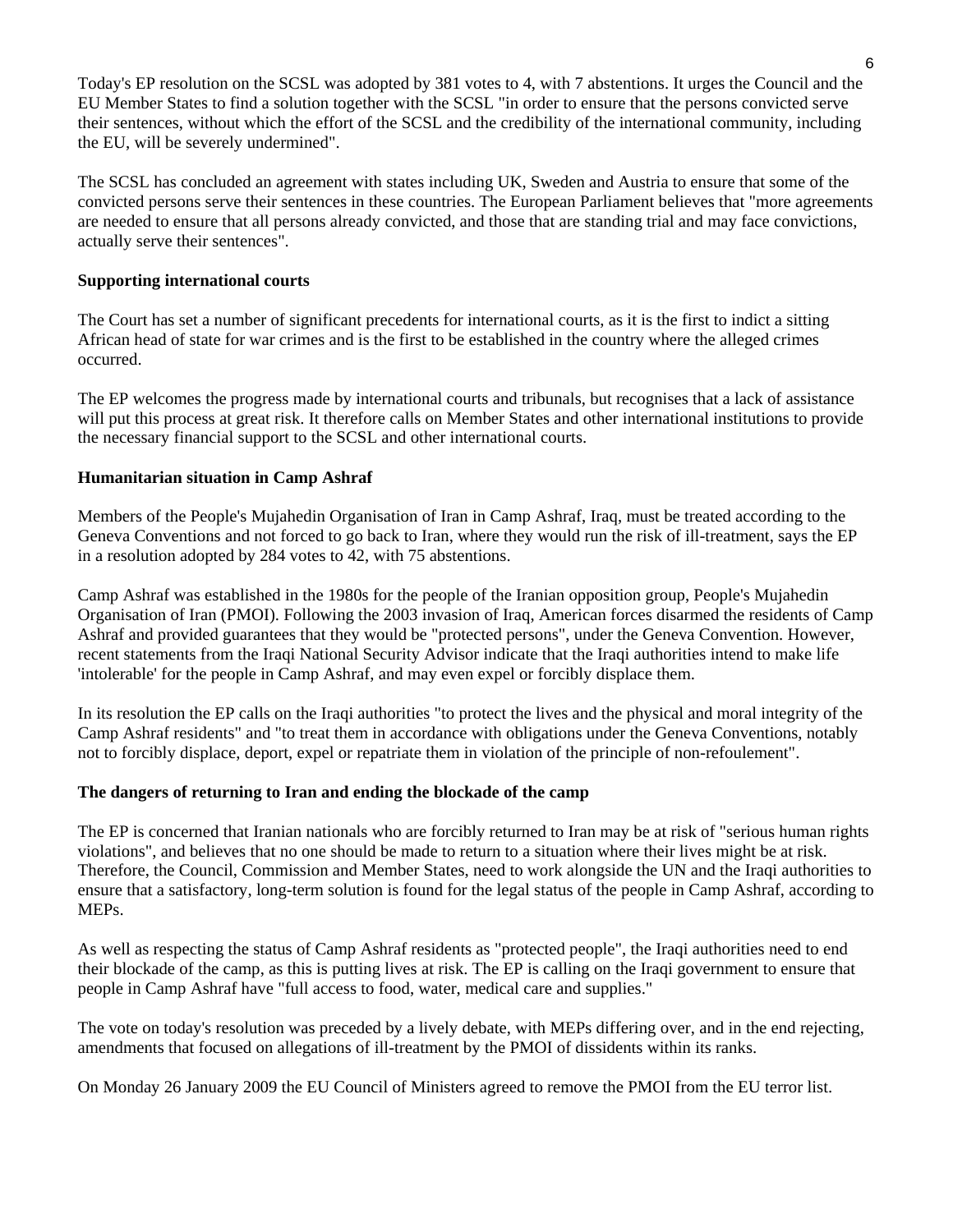Today's EP resolution on the SCSL was adopted by 381 votes to 4, with 7 abstentions. It urges the Council and the EU Member States to find a solution together with the SCSL "in order to ensure that the persons convicted serve their sentences, without which the effort of the SCSL and the credibility of the international community, including the EU, will be severely undermined".

The SCSL has concluded an agreement with states including UK, Sweden and Austria to ensure that some of the convicted persons serve their sentences in these countries. The European Parliament believes that "more agreements are needed to ensure that all persons already convicted, and those that are standing trial and may face convictions, actually serve their sentences".

**Supporting international courts**

The Court has set a number of significant precedents for international courts, as it is the first to indict a sitting African head of state for war crimes and is the first to be established in the country where the alleged crimes occurred.

The EP welcomes the progress made by international courts and tribunals, but recognises that a lack of assistance will put this process at great risk. It therefore calls on Member States and other international institutions to provide the necessary financial support to the SCSL and other international courts.

**Humanitarian situation in Camp Ashraf**

Members of the People's Mujahedin Organisation of Iran in Camp Ashraf, Iraq, must be treated according to the Geneva Conventions and not forced to go back to Iran, where they would run the risk of ill-treatment, says the EP in a resolution adopted by 284 votes to 42, with 75 abstentions.

Camp Ashraf was established in the 1980s for the people of the Iranian opposition group, People's Mujahedin Organisation of Iran (PMOI). Following the 2003 invasion of Iraq, American forces disarmed the residents of Camp Ashraf and provided guarantees that they would be "protected persons", under the Geneva Convention. However, recent statements from the Iraqi National Security Advisor indicate that the Iraqi authorities intend to make life 'intolerable' for the people in Camp Ashraf, and may even expel or forcibly displace them.

In its resolution the EP calls on the Iraqi authorities "to protect the lives and the physical and moral integrity of the Camp Ashraf residents" and "to treat them in accordance with obligations under the Geneva Conventions, notably not to forcibly displace, deport, expel or repatriate them in violation of the principle of non-refoulement".

**The dangers of returning to Iran and ending the blockade of the camp**

The EP is concerned that Iranian nationals who are forcibly returned to Iran may be at risk of "serious human rights violations", and believes that no one should be made to return to a situation where their lives might be at risk. Therefore, the Council, Commission and Member States, need to work alongside the UN and the Iraqi authorities to ensure that a satisfactory, long-term solution is found for the legal status of the people in Camp Ashraf, according to MEPs.

As well as respecting the status of Camp Ashraf residents as "protected people", the Iraqi authorities need to end their blockade of the camp, as this is putting lives at risk. The EP is calling on the Iraqi government to ensure that people in Camp Ashraf have "full access to food, water, medical care and supplies."

The vote on today's resolution was preceded by a lively debate, with MEPs differing over, and in the end rejecting, amendments that focused on allegations of ill-treatment by the PMOI of dissidents within its ranks.

On Monday 26 January 2009 the EU Council of Ministers agreed to remove the PMOI from the EU terror list.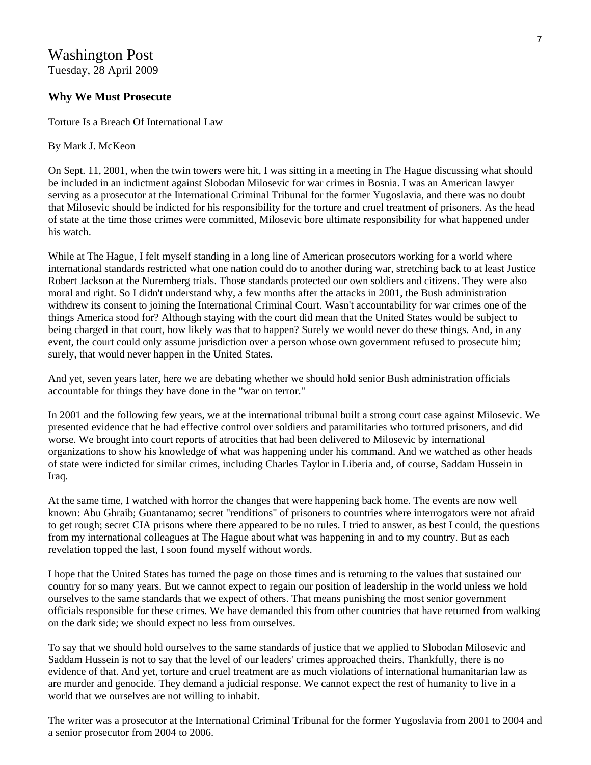# Washington Post

Tuesday, 28 April 2009

**Why We Must Prosecute**

Torture Is a Breach Of International Law

By Mark J. McKeon

On Sept. 11, 2001, when the twin towers were hit, I was sitting in a meeting in The Hague discussing what should be included in an indictment against Slobodan Milosevic for war crimes in Bosnia. I was an American lawyer serving as a prosecutor at the International Criminal Tribunal for the former Yugoslavia, and there was no doubt that Milosevic should be indicted for his responsibility for the torture and cruel treatment of prisoners. As the head of state at the time those crimes were committed, Milosevic bore ultimate responsibility for what happened under his watch.

While at The Hague, I felt myself standing in a long line of American prosecutors working for a world where international standards restricted what one nation could do to another during war, stretching back to at least Justice Robert Jackson at the Nuremberg trials. Those standards protected our own soldiers and citizens. They were also moral and right. So I didn't understand why, a few months after the attacks in 2001, the Bush administration withdrew its consent to joining the International Criminal Court. Wasn't accountability for war crimes one of the things America stood for? Although staying with the court did mean that the United States would be subject to being charged in that court, how likely was that to happen? Surely we would never do these things. And, in any event, the court could only assume jurisdiction over a person whose own government refused to prosecute him; surely, that would never happen in the United States.

And yet, seven years later, here we are debating whether we should hold senior Bush administration officials accountable for things they have done in the "war on terror."

In 2001 and the following few years, we at the international tribunal built a strong court case against Milosevic. We presented evidence that he had effective control over soldiers and paramilitaries who tortured prisoners, and did worse. We brought into court reports of atrocities that had been delivered to Milosevic by international organizations to show his knowledge of what was happening under his command. And we watched as other heads of state were indicted for similar crimes, including Charles Taylor in Liberia and, of course, Saddam Hussein in Iraq.

At the same time, I watched with horror the changes that were happening back home. The events are now well known: Abu Ghraib; Guantanamo; secret "renditions" of prisoners to countries where interrogators were not afraid to get rough; secret CIA prisons where there appeared to be no rules. I tried to answer, as best I could, the questions from my international colleagues at The Hague about what was happening in and to my country. But as each revelation topped the last, I soon found myself without words.

I hope that the United States has turned the page on those times and is returning to the values that sustained our country for so many years. But we cannot expect to regain our position of leadership in the world unless we hold ourselves to the same standards that we expect of others. That means punishing the most senior government officials responsible for these crimes. We have demanded this from other countries that have returned from walking on the dark side; we should expect no less from ourselves.

To say that we should hold ourselves to the same standards of justice that we applied to Slobodan Milosevic and Saddam Hussein is not to say that the level of our leaders' crimes approached theirs. Thankfully, there is no evidence of that. And yet, torture and cruel treatment are as much violations of international humanitarian law as are murder and genocide. They demand a judicial response. We cannot expect the rest of humanity to live in a world that we ourselves are not willing to inhabit.

The writer was a prosecutor at the International Criminal Tribunal for the former Yugoslavia from 2001 to 2004 and a senior prosecutor from 2004 to 2006.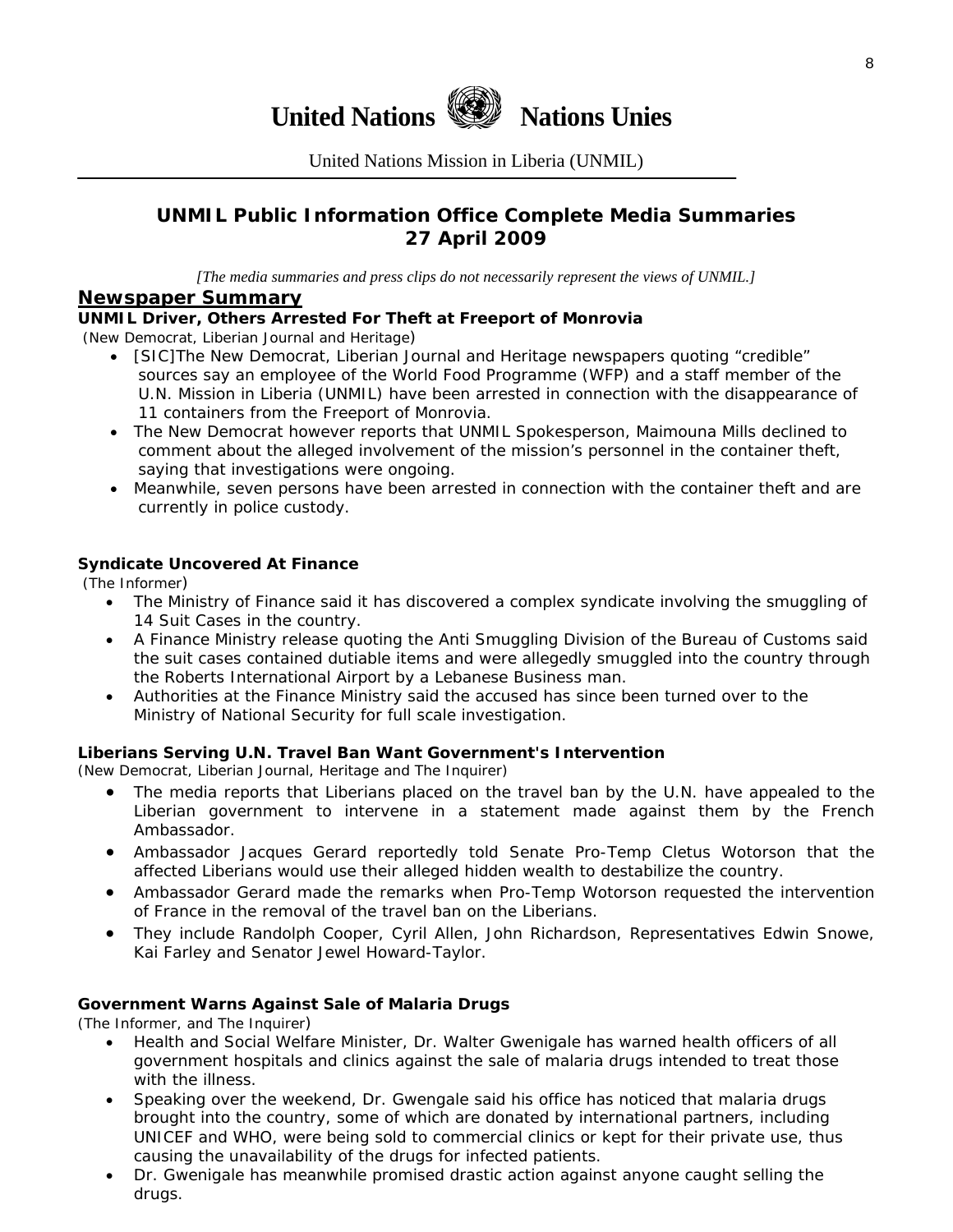# United Nations Nations Unies

United Nations Mission in Liberia (UNMIL)

## UNMIL Public Information Office Complete Media Summaries
## 27 April 2009

*[The media summaries and press clips do not necessarily represent the views of UNMIL.]*

## Newspaper Summary

### UNMIL Driver, Others Arrested For Theft at Freeport of Monrovia

(New Democrat, Liberian Journal and Heritage)

- [SIC]The New Democrat, Liberian Journal and Heritage newspapers quoting "credible" sources say an employee of the World Food Programme (WFP) and a staff member of the U.N. Mission in Liberia (UNMIL) have been arrested in connection with the disappearance of 11 containers from the Freeport of Monrovia.
- The New Democrat however reports that UNMIL Spokesperson, Maimouna Mills declined to comment about the alleged involvement of the mission's personnel in the container theft, saying that investigations were ongoing.
- Meanwhile, seven persons have been arrested in connection with the container theft and are currently in police custody.

### Syndicate Uncovered At Finance

(The Informer)

- The Ministry of Finance said it has discovered a complex syndicate involving the smuggling of 14 Suit Cases in the country.
- A Finance Ministry release quoting the Anti Smuggling Division of the Bureau of Customs said the suit cases contained dutiable items and were allegedly smuggled into the country through the Roberts International Airport by a Lebanese Business man.
- Authorities at the Finance Ministry said the accused has since been turned over to the Ministry of National Security for full scale investigation.

### Liberians Serving U.N. Travel Ban Want Government's Intervention

(New Democrat, Liberian Journal, Heritage and The Inquirer)

- The media reports that Liberians placed on the travel ban by the U.N. have appealed to the Liberian government to intervene in a statement made against them by the French Ambassador.
- Ambassador Jacques Gerard reportedly told Senate Pro-Temp Cletus Wotorson that the affected Liberians would use their alleged hidden wealth to destabilize the country.
- Ambassador Gerard made the remarks when Pro-Temp Wotorson requested the intervention of France in the removal of the travel ban on the Liberians.
- They include Randolph Cooper, Cyril Allen, John Richardson, Representatives Edwin Snowe, Kai Farley and Senator Jewel Howard-Taylor.

### Government Warns Against Sale of Malaria Drugs

(The Informer, and The Inquirer)

- Health and Social Welfare Minister, Dr. Walter Gwenigale has warned health officers of all government hospitals and clinics against the sale of malaria drugs intended to treat those with the illness.
- Speaking over the weekend, Dr. Gwengale said his office has noticed that malaria drugs brought into the country, some of which are donated by international partners, including UNICEF and WHO, were being sold to commercial clinics or kept for their private use, thus causing the unavailability of the drugs for infected patients.
- Dr. Gwenigale has meanwhile promised drastic action against anyone caught selling the drugs.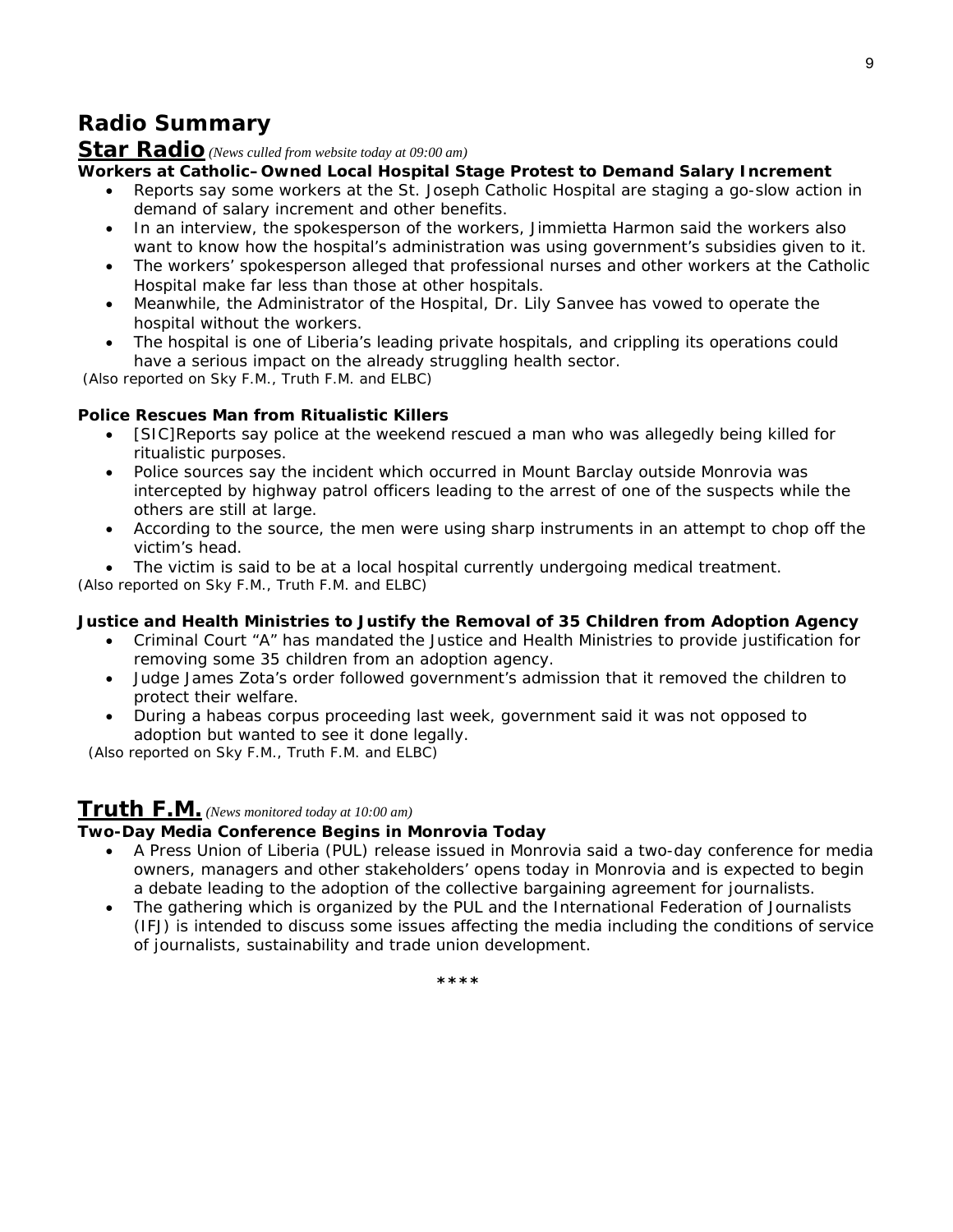# Radio Summary

## Star Radio *(News culled from website today at 09:00 am)*

**Workers at Catholic–Owned Local Hospital Stage Protest to Demand Salary Increment**

- Reports say some workers at the St. Joseph Catholic Hospital are staging a go-slow action in demand of salary increment and other benefits.
- In an interview, the spokesperson of the workers, Jimmietta Harmon said the workers also want to know how the hospital's administration was using government's subsidies given to it.
- The workers' spokesperson alleged that professional nurses and other workers at the Catholic Hospital make far less than those at other hospitals.
- Meanwhile, the Administrator of the Hospital, Dr. Lily Sanvee has vowed to operate the hospital without the workers.
- The hospital is one of Liberia's leading private hospitals, and crippling its operations could have a serious impact on the already struggling health sector.

(Also reported on Sky F.M., Truth F.M. and ELBC)

**Police Rescues Man from Ritualistic Killers**

- [SIC]Reports say police at the weekend rescued a man who was allegedly being killed for ritualistic purposes.
- Police sources say the incident which occurred in Mount Barclay outside Monrovia was intercepted by highway patrol officers leading to the arrest of one of the suspects while the others are still at large.
- According to the source, the men were using sharp instruments in an attempt to chop off the victim's head.
- The victim is said to be at a local hospital currently undergoing medical treatment.

(Also reported on Sky F.M., Truth F.M. and ELBC)

**Justice and Health Ministries to Justify the Removal of 35 Children from Adoption Agency**

- Criminal Court "A" has mandated the Justice and Health Ministries to provide justification for removing some 35 children from an adoption agency.
- Judge James Zota's order followed government's admission that it removed the children to protect their welfare.
- During a habeas corpus proceeding last week, government said it was not opposed to adoption but wanted to see it done legally.

(Also reported on Sky F.M., Truth F.M. and ELBC)

## Truth F.M. *(News monitored today at 10:00 am)*

**Two-Day Media Conference Begins in Monrovia Today**

- A Press Union of Liberia (PUL) release issued in Monrovia said a two-day conference for media owners, managers and other stakeholders' opens today in Monrovia and is expected to begin a debate leading to the adoption of the collective bargaining agreement for journalists.
- The gathering which is organized by the PUL and the International Federation of Journalists (IFJ) is intended to discuss some issues affecting the media including the conditions of service of journalists, sustainability and trade union development.

****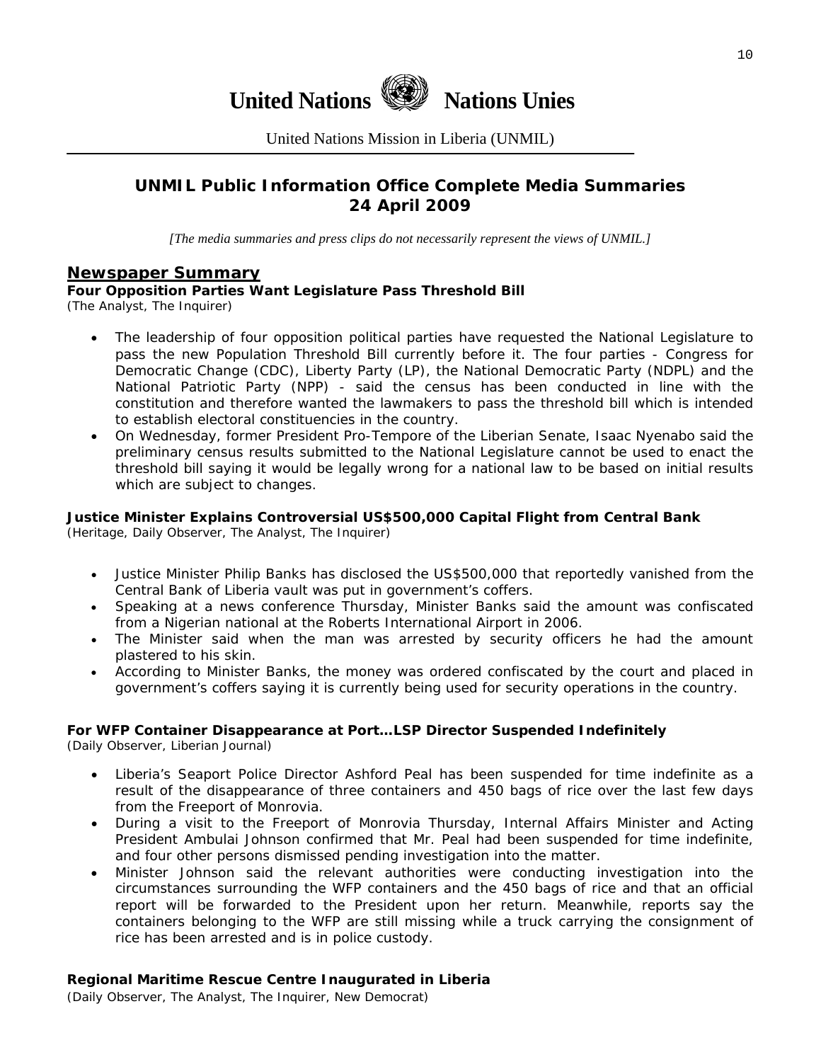# United Nations Nations Unies

United Nations Mission in Liberia (UNMIL)

## UNMIL Public Information Office Complete Media Summaries
## 24 April 2009

*[The media summaries and press clips do not necessarily represent the views of UNMIL.]*

## Newspaper Summary

**Four Opposition Parties Want Legislature Pass Threshold Bill**
*(The Analyst, The Inquirer)*

- The leadership of four opposition political parties have requested the National Legislature to pass the new Population Threshold Bill currently before it. The four parties - Congress for Democratic Change (CDC), Liberty Party (LP), the National Democratic Party (NDPL) and the National Patriotic Party (NPP) - said the census has been conducted in line with the constitution and therefore wanted the lawmakers to pass the threshold bill which is intended to establish electoral constituencies in the country.
- On Wednesday, former President Pro-Tempore of the Liberian Senate, Isaac Nyenabo said the preliminary census results submitted to the National Legislature cannot be used to enact the threshold bill saying it would be legally wrong for a national law to be based on initial results which are subject to changes.

**Justice Minister Explains Controversial US$500,000 Capital Flight from Central Bank**
*(Heritage, Daily Observer, The Analyst, The Inquirer)*

- Justice Minister Philip Banks has disclosed the US$500,000 that reportedly vanished from the Central Bank of Liberia vault was put in government's coffers.
- Speaking at a news conference Thursday, Minister Banks said the amount was confiscated from a Nigerian national at the Roberts International Airport in 2006.
- The Minister said when the man was arrested by security officers he had the amount plastered to his skin.
- According to Minister Banks, the money was ordered confiscated by the court and placed in government's coffers saying it is currently being used for security operations in the country.

**For WFP Container Disappearance at Port…LSP Director Suspended Indefinitely**
*(Daily Observer, Liberian Journal)*

- Liberia's Seaport Police Director Ashford Peal has been suspended for time indefinite as a result of the disappearance of three containers and 450 bags of rice over the last few days from the Freeport of Monrovia.
- During a visit to the Freeport of Monrovia Thursday, Internal Affairs Minister and Acting President Ambulai Johnson confirmed that Mr. Peal had been suspended for time indefinite, and four other persons dismissed pending investigation into the matter.
- Minister Johnson said the relevant authorities were conducting investigation into the circumstances surrounding the WFP containers and the 450 bags of rice and that an official report will be forwarded to the President upon her return. Meanwhile, reports say the containers belonging to the WFP are still missing while a truck carrying the consignment of rice has been arrested and is in police custody.

**Regional Maritime Rescue Centre Inaugurated in Liberia**
*(Daily Observer, The Analyst, The Inquirer, New Democrat)*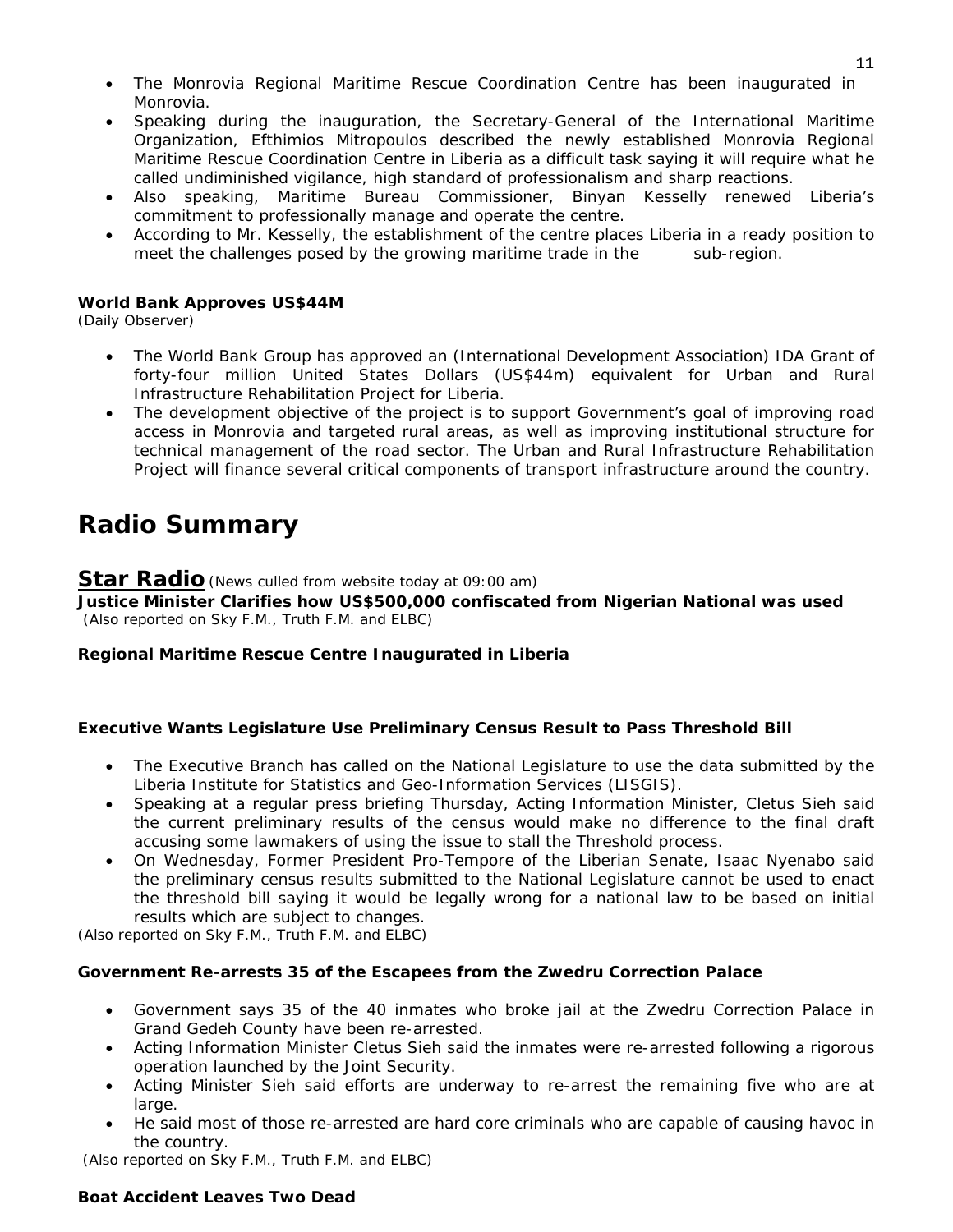- The Monrovia Regional Maritime Rescue Coordination Centre has been inaugurated in Monrovia.
- Speaking during the inauguration, the Secretary-General of the International Maritime Organization, Efthimios Mitropoulos described the newly established Monrovia Regional Maritime Rescue Coordination Centre in Liberia as a difficult task saying it will require what he called undiminished vigilance, high standard of professionalism and sharp reactions.
- Also speaking, Maritime Bureau Commissioner, Binyan Kesselly renewed Liberia's commitment to professionally manage and operate the centre.
- According to Mr. Kesselly, the establishment of the centre places Liberia in a ready position to meet the challenges posed by the growing maritime trade in the sub-region.

**World Bank Approves US$44M**
(Daily Observer)

- The World Bank Group has approved an (International Development Association) IDA Grant of forty-four million United States Dollars (US$44m) equivalent for Urban and Rural Infrastructure Rehabilitation Project for Liberia.
- The development objective of the project is to support Government's goal of improving road access in Monrovia and targeted rural areas, as well as improving institutional structure for technical management of the road sector. The Urban and Rural Infrastructure Rehabilitation Project will finance several critical components of transport infrastructure around the country.

# Radio Summary

## Star Radio *(News culled from website today at 09:00 am)*

**Justice Minister Clarifies how US$500,000 confiscated from Nigerian National was used**
(Also reported on Sky F.M., Truth F.M. and ELBC)

**Regional Maritime Rescue Centre Inaugurated in Liberia**

**Executive Wants Legislature Use Preliminary Census Result to Pass Threshold Bill**

- The Executive Branch has called on the National Legislature to use the data submitted by the Liberia Institute for Statistics and Geo-Information Services (LISGIS).
- Speaking at a regular press briefing Thursday, Acting Information Minister, Cletus Sieh said the current preliminary results of the census would make no difference to the final draft accusing some lawmakers of using the issue to stall the Threshold process.
- On Wednesday, Former President Pro-Tempore of the Liberian Senate, Isaac Nyenabo said the preliminary census results submitted to the National Legislature cannot be used to enact the threshold bill saying it would be legally wrong for a national law to be based on initial results which are subject to changes.

(Also reported on Sky F.M., Truth F.M. and ELBC)

**Government Re-arrests 35 of the Escapees from the Zwedru Correction Palace**

- Government says 35 of the 40 inmates who broke jail at the Zwedru Correction Palace in Grand Gedeh County have been re-arrested.
- Acting Information Minister Cletus Sieh said the inmates were re-arrested following a rigorous operation launched by the Joint Security.
- Acting Minister Sieh said efforts are underway to re-arrest the remaining five who are at large.
- He said most of those re-arrested are hard core criminals who are capable of causing havoc in the country.

(Also reported on Sky F.M., Truth F.M. and ELBC)

**Boat Accident Leaves Two Dead**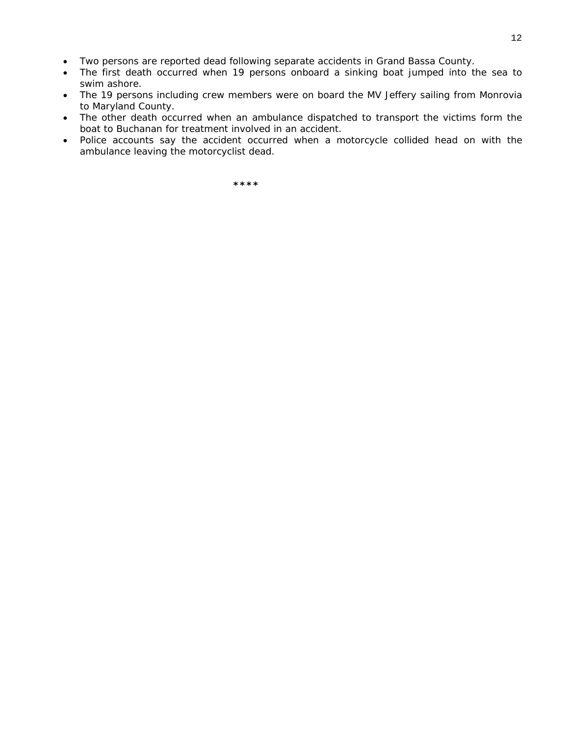- Two persons are reported dead following separate accidents in Grand Bassa County.
- The first death occurred when 19 persons onboard a sinking boat jumped into the sea to swim ashore.
- The 19 persons including crew members were on board the MV Jeffery sailing from Monrovia to Maryland County.
- The other death occurred when an ambulance dispatched to transport the victims form the boat to Buchanan for treatment involved in an accident.
- Police accounts say the accident occurred when a motorcycle collided head on with the ambulance leaving the motorcyclist dead.

****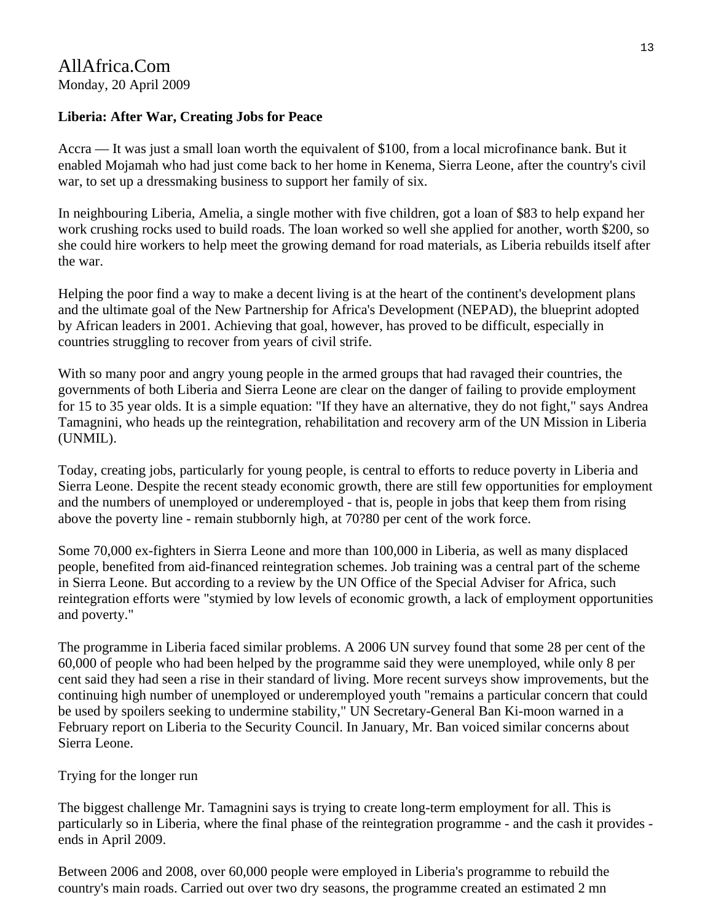AllAfrica.Com
Monday, 20 April 2009

**Liberia: After War, Creating Jobs for Peace**

Accra — It was just a small loan worth the equivalent of $100, from a local microfinance bank. But it enabled Mojamah who had just come back to her home in Kenema, Sierra Leone, after the country's civil war, to set up a dressmaking business to support her family of six.

In neighbouring Liberia, Amelia, a single mother with five children, got a loan of $83 to help expand her work crushing rocks used to build roads. The loan worked so well she applied for another, worth $200, so she could hire workers to help meet the growing demand for road materials, as Liberia rebuilds itself after the war.

Helping the poor find a way to make a decent living is at the heart of the continent's development plans and the ultimate goal of the New Partnership for Africa's Development (NEPAD), the blueprint adopted by African leaders in 2001. Achieving that goal, however, has proved to be difficult, especially in countries struggling to recover from years of civil strife.

With so many poor and angry young people in the armed groups that had ravaged their countries, the governments of both Liberia and Sierra Leone are clear on the danger of failing to provide employment for 15 to 35 year olds. It is a simple equation: "If they have an alternative, they do not fight," says Andrea Tamagnini, who heads up the reintegration, rehabilitation and recovery arm of the UN Mission in Liberia (UNMIL).

Today, creating jobs, particularly for young people, is central to efforts to reduce poverty in Liberia and Sierra Leone. Despite the recent steady economic growth, there are still few opportunities for employment and the numbers of unemployed or underemployed - that is, people in jobs that keep them from rising above the poverty line - remain stubbornly high, at 70?80 per cent of the work force.

Some 70,000 ex-fighters in Sierra Leone and more than 100,000 in Liberia, as well as many displaced people, benefited from aid-financed reintegration schemes. Job training was a central part of the scheme in Sierra Leone. But according to a review by the UN Office of the Special Adviser for Africa, such reintegration efforts were "stymied by low levels of economic growth, a lack of employment opportunities and poverty."

The programme in Liberia faced similar problems. A 2006 UN survey found that some 28 per cent of the 60,000 of people who had been helped by the programme said they were unemployed, while only 8 per cent said they had seen a rise in their standard of living. More recent surveys show improvements, but the continuing high number of unemployed or underemployed youth "remains a particular concern that could be used by spoilers seeking to undermine stability," UN Secretary-General Ban Ki-moon warned in a February report on Liberia to the Security Council. In January, Mr. Ban voiced similar concerns about Sierra Leone.

Trying for the longer run

The biggest challenge Mr. Tamagnini says is trying to create long-term employment for all. This is particularly so in Liberia, where the final phase of the reintegration programme - and the cash it provides - ends in April 2009.

Between 2006 and 2008, over 60,000 people were employed in Liberia's programme to rebuild the country's main roads. Carried out over two dry seasons, the programme created an estimated 2 mn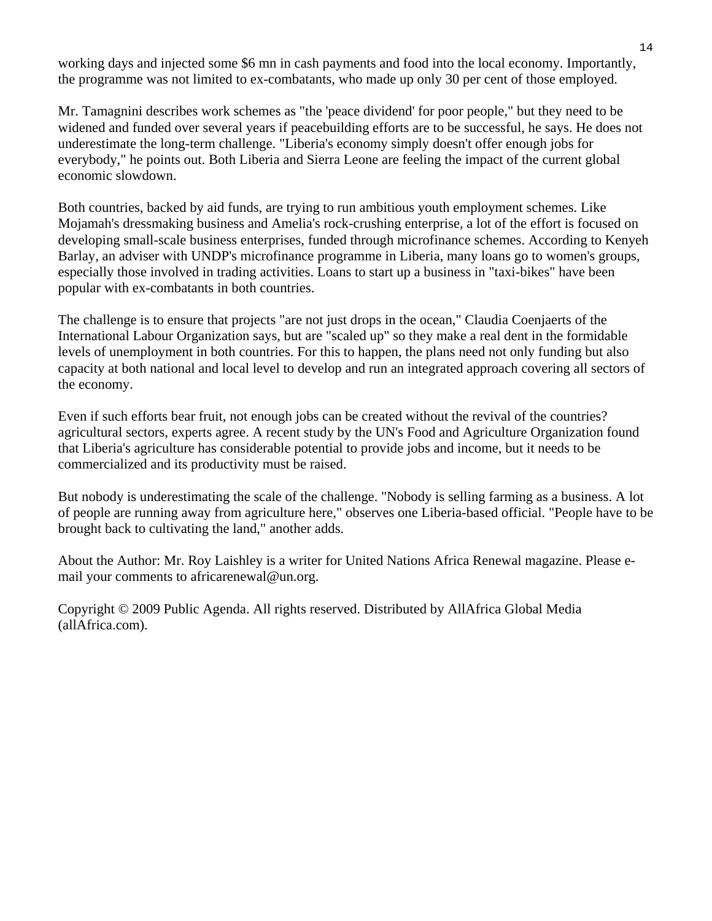working days and injected some $6 mn in cash payments and food into the local economy. Importantly, the programme was not limited to ex-combatants, who made up only 30 per cent of those employed.

Mr. Tamagnini describes work schemes as "the 'peace dividend' for poor people," but they need to be widened and funded over several years if peacebuilding efforts are to be successful, he says. He does not underestimate the long-term challenge. "Liberia's economy simply doesn't offer enough jobs for everybody," he points out. Both Liberia and Sierra Leone are feeling the impact of the current global economic slowdown.

Both countries, backed by aid funds, are trying to run ambitious youth employment schemes. Like Mojamah's dressmaking business and Amelia's rock-crushing enterprise, a lot of the effort is focused on developing small-scale business enterprises, funded through microfinance schemes. According to Kenyeh Barlay, an adviser with UNDP's microfinance programme in Liberia, many loans go to women's groups, especially those involved in trading activities. Loans to start up a business in "taxi-bikes" have been popular with ex-combatants in both countries.

The challenge is to ensure that projects "are not just drops in the ocean," Claudia Coenjaerts of the International Labour Organization says, but are "scaled up" so they make a real dent in the formidable levels of unemployment in both countries. For this to happen, the plans need not only funding but also capacity at both national and local level to develop and run an integrated approach covering all sectors of the economy.

Even if such efforts bear fruit, not enough jobs can be created without the revival of the countries? agricultural sectors, experts agree. A recent study by the UN's Food and Agriculture Organization found that Liberia's agriculture has considerable potential to provide jobs and income, but it needs to be commercialized and its productivity must be raised.

But nobody is underestimating the scale of the challenge. "Nobody is selling farming as a business. A lot of people are running away from agriculture here," observes one Liberia-based official. "People have to be brought back to cultivating the land," another adds.

About the Author: Mr. Roy Laishley is a writer for United Nations Africa Renewal magazine. Please e-mail your comments to africarenewal@un.org.

Copyright © 2009 Public Agenda. All rights reserved. Distributed by AllAfrica Global Media (allAfrica.com).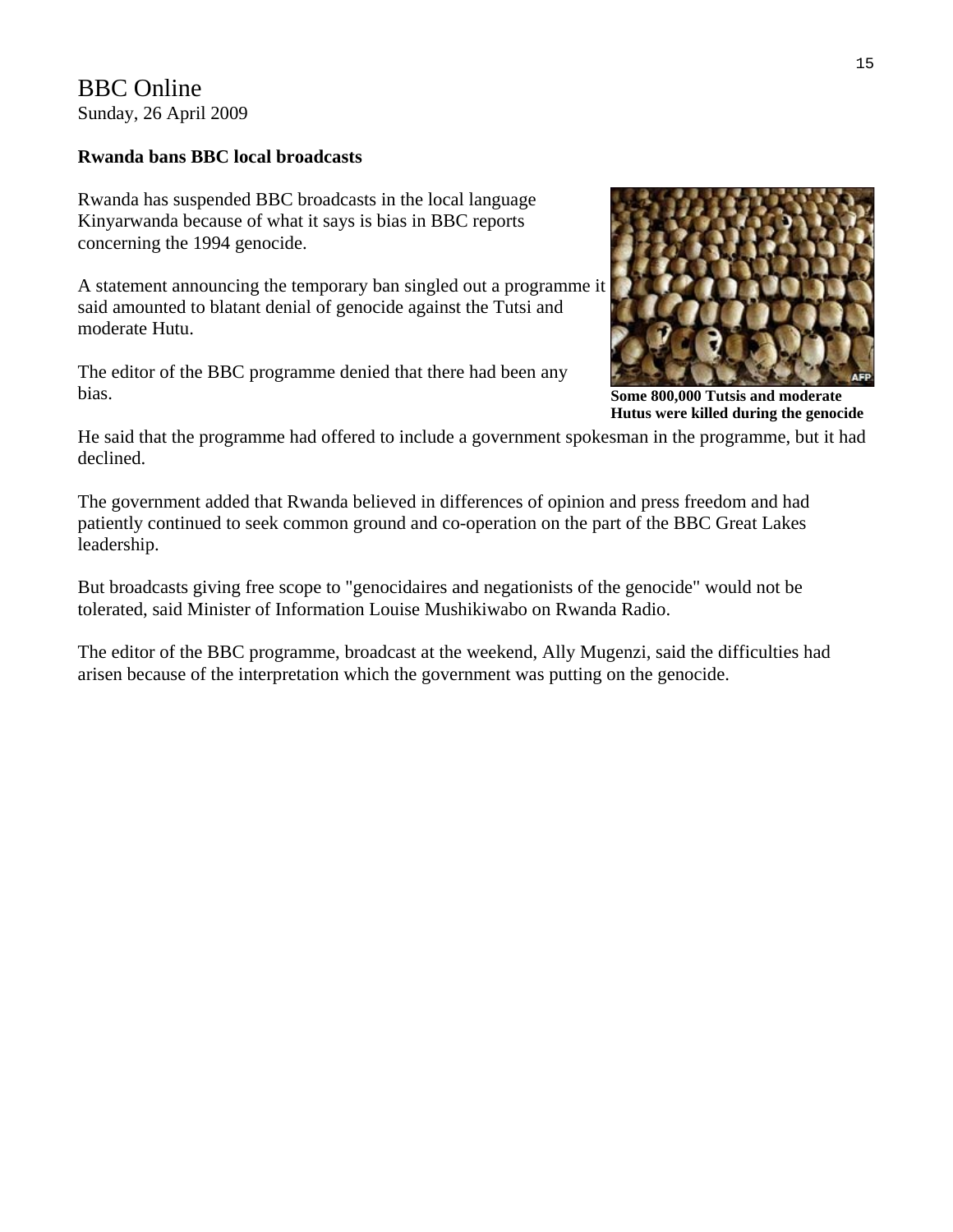# BBC Online

Sunday, 26 April 2009

**Rwanda bans BBC local broadcasts**

Rwanda has suspended BBC broadcasts in the local language Kinyarwanda because of what it says is bias in BBC reports concerning the 1994 genocide.

A statement announcing the temporary ban singled out a programme it said amounted to blatant denial of genocide against the Tutsi and moderate Hutu.

The editor of the BBC programme denied that there had been any bias.

**Some 800,000 Tutsis and moderate Hutus were killed during the genocide**

He said that the programme had offered to include a government spokesman in the programme, but it had declined.

The government added that Rwanda believed in differences of opinion and press freedom and had patiently continued to seek common ground and co-operation on the part of the BBC Great Lakes leadership.

But broadcasts giving free scope to "genocidaires and negationists of the genocide" would not be tolerated, said Minister of Information Louise Mushikiwabo on Rwanda Radio.

The editor of the BBC programme, broadcast at the weekend, Ally Mugenzi, said the difficulties had arisen because of the interpretation which the government was putting on the genocide.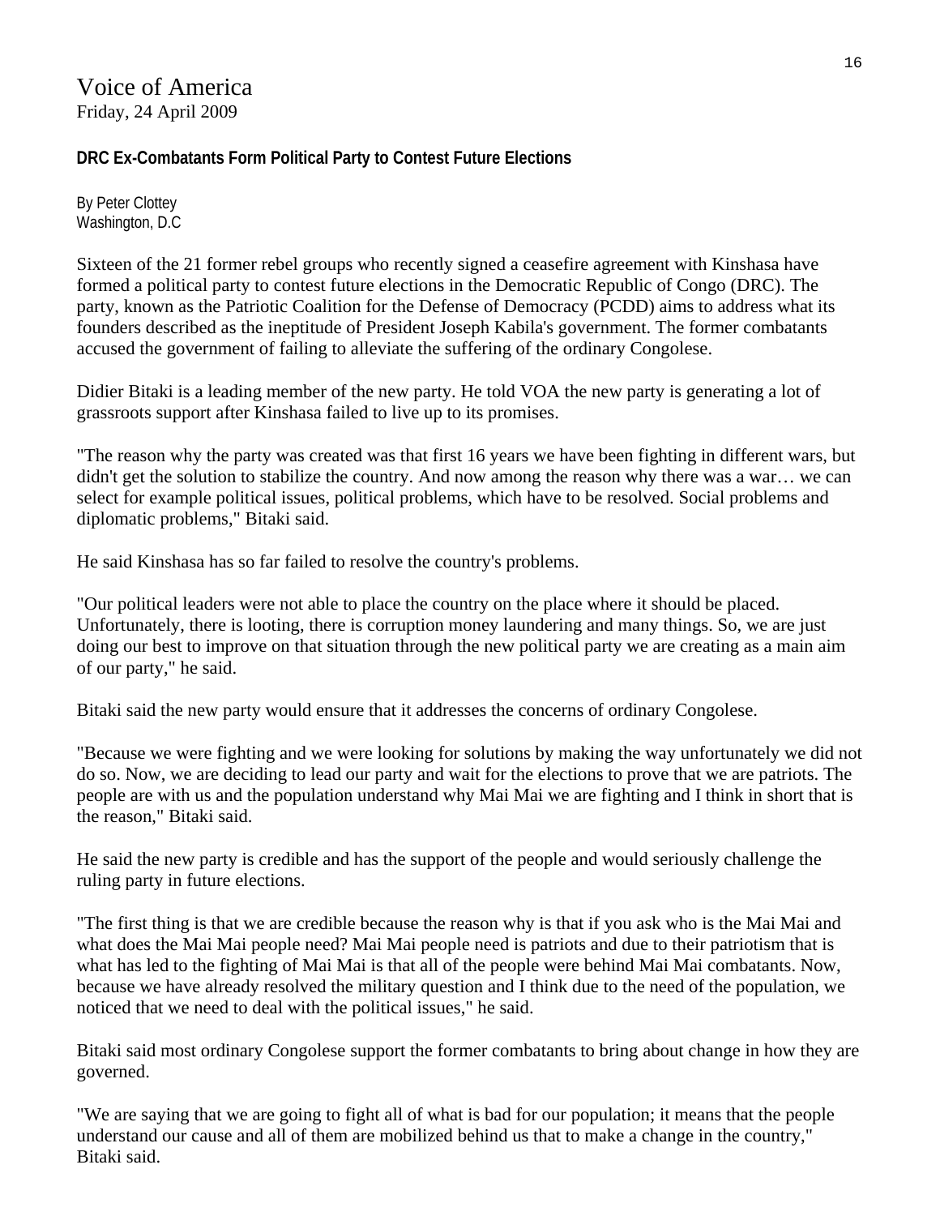# Voice of America

Friday, 24 April 2009

**DRC Ex-Combatants Form Political Party to Contest Future Elections**

By Peter Clottey
Washington, D.C

Sixteen of the 21 former rebel groups who recently signed a ceasefire agreement with Kinshasa have formed a political party to contest future elections in the Democratic Republic of Congo (DRC). The party, known as the Patriotic Coalition for the Defense of Democracy (PCDD) aims to address what its founders described as the ineptitude of President Joseph Kabila's government. The former combatants accused the government of failing to alleviate the suffering of the ordinary Congolese.

Didier Bitaki is a leading member of the new party. He told VOA the new party is generating a lot of grassroots support after Kinshasa failed to live up to its promises.

"The reason why the party was created was that first 16 years we have been fighting in different wars, but didn't get the solution to stabilize the country. And now among the reason why there was a war… we can select for example political issues, political problems, which have to be resolved. Social problems and diplomatic problems," Bitaki said.

He said Kinshasa has so far failed to resolve the country's problems.

"Our political leaders were not able to place the country on the place where it should be placed. Unfortunately, there is looting, there is corruption money laundering and many things. So, we are just doing our best to improve on that situation through the new political party we are creating as a main aim of our party," he said.

Bitaki said the new party would ensure that it addresses the concerns of ordinary Congolese.

"Because we were fighting and we were looking for solutions by making the way unfortunately we did not do so. Now, we are deciding to lead our party and wait for the elections to prove that we are patriots. The people are with us and the population understand why Mai Mai we are fighting and I think in short that is the reason," Bitaki said.

He said the new party is credible and has the support of the people and would seriously challenge the ruling party in future elections.

"The first thing is that we are credible because the reason why is that if you ask who is the Mai Mai and what does the Mai Mai people need? Mai Mai people need is patriots and due to their patriotism that is what has led to the fighting of Mai Mai is that all of the people were behind Mai Mai combatants. Now, because we have already resolved the military question and I think due to the need of the population, we noticed that we need to deal with the political issues," he said.

Bitaki said most ordinary Congolese support the former combatants to bring about change in how they are governed.

"We are saying that we are going to fight all of what is bad for our population; it means that the people understand our cause and all of them are mobilized behind us that to make a change in the country," Bitaki said.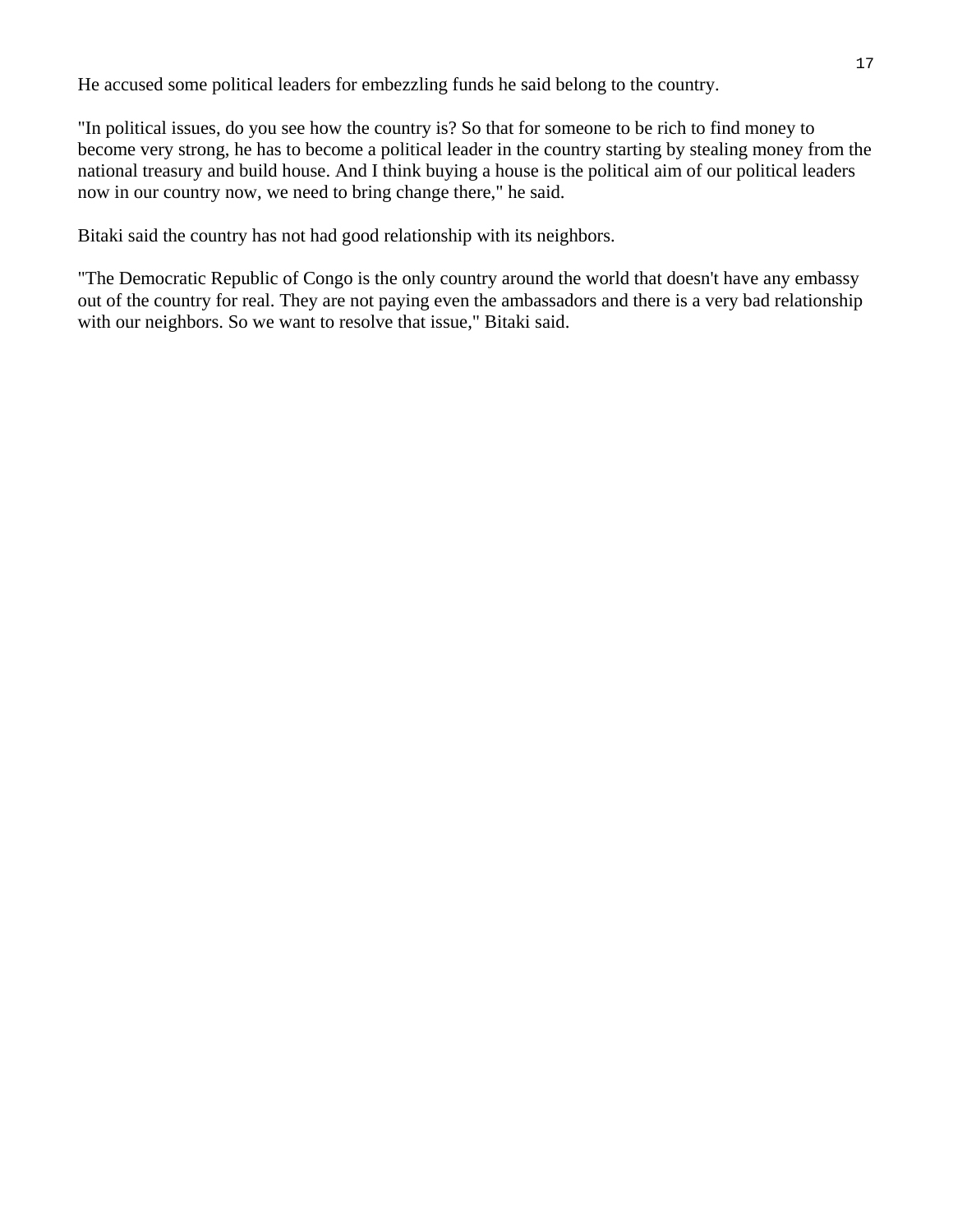He accused some political leaders for embezzling funds he said belong to the country.

"In political issues, do you see how the country is? So that for someone to be rich to find money to become very strong, he has to become a political leader in the country starting by stealing money from the national treasury and build house. And I think buying a house is the political aim of our political leaders now in our country now, we need to bring change there," he said.

Bitaki said the country has not had good relationship with its neighbors.

"The Democratic Republic of Congo is the only country around the world that doesn't have any embassy out of the country for real. They are not paying even the ambassadors and there is a very bad relationship with our neighbors. So we want to resolve that issue," Bitaki said.